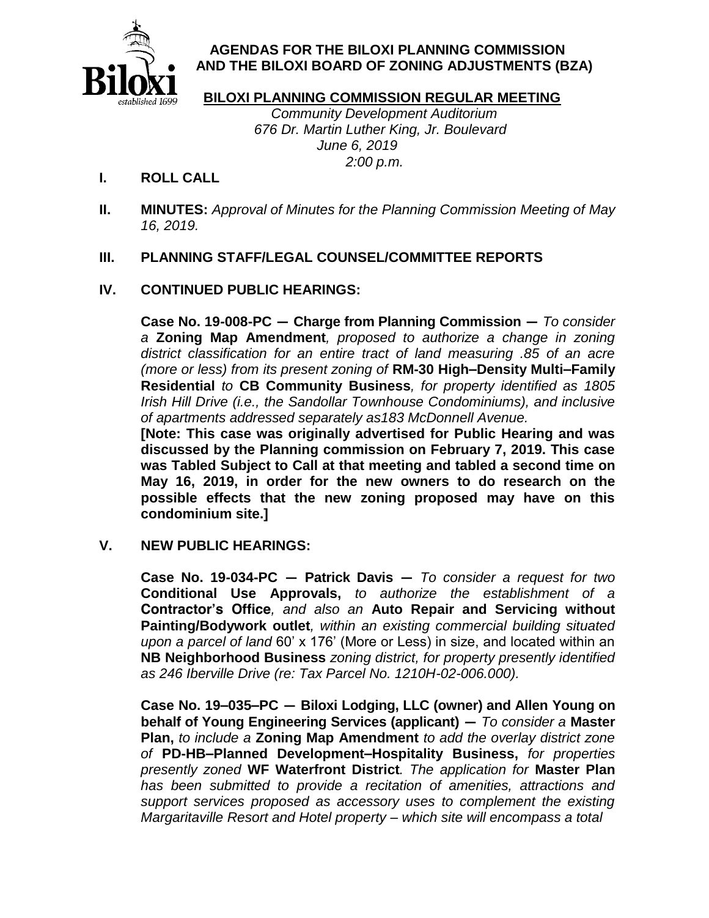# AGENDAS FOR THE BILOXI PLANNING COMMISSION AND THE BILOXI BOARD OF ZONING ADJUSTMENTS (BZA)

## BILOXI PLANNING COMMISSION REGULAR MEETING

*Community Development Auditorium*
*676 Dr. Martin Luther King, Jr. Boulevard*
*June 6, 2019*
*2:00 p.m.*

**I. ROLL CALL**

**II. MINUTES:** *Approval of Minutes for the Planning Commission Meeting of May 16, 2019.*

**III. PLANNING STAFF/LEGAL COUNSEL/COMMITTEE REPORTS**

**IV. CONTINUED PUBLIC HEARINGS:**

**Case No. 19-008-PC — Charge from Planning Commission —** *To consider a* **Zoning Map Amendment***, proposed to authorize a change in zoning district classification for an entire tract of land measuring .85 of an acre (more or less) from its present zoning of* **RM-30 High–Density Multi–Family Residential** *to* **CB Community Business***, for property identified as 1805 Irish Hill Drive (i.e., the Sandollar Townhouse Condominiums), and inclusive of apartments addressed separately as183 McDonnell Avenue.*

**[Note: This case was originally advertised for Public Hearing and was discussed by the Planning commission on February 7, 2019. This case was Tabled Subject to Call at that meeting and tabled a second time on May 16, 2019, in order for the new owners to do research on the possible effects that the new zoning proposed may have on this condominium site.]**

**V. NEW PUBLIC HEARINGS:**

**Case No. 19-034-PC — Patrick Davis —** *To consider a request for two* **Conditional Use Approvals,** *to authorize the establishment of a* **Contractor's Office***, and also an* **Auto Repair and Servicing without Painting/Bodywork outlet***, within an existing commercial building situated upon a parcel of land* 60' x 176' (More or Less) in size, and located within an **NB Neighborhood Business** *zoning district, for property presently identified as 246 Iberville Drive (re: Tax Parcel No. 1210H-02-006.000).*

**Case No. 19–035–PC — Biloxi Lodging, LLC (owner) and Allen Young on behalf of Young Engineering Services (applicant) —** *To consider a* **Master Plan,** *to include a* **Zoning Map Amendment** *to add the overlay district zone of* **PD-HB–Planned Development–Hospitality Business,** *for properties presently zoned* **WF Waterfront District***. The application for* **Master Plan** *has been submitted to provide a recitation of amenities, attractions and support services proposed as accessory uses to complement the existing Margaritaville Resort and Hotel property – which site will encompass a total*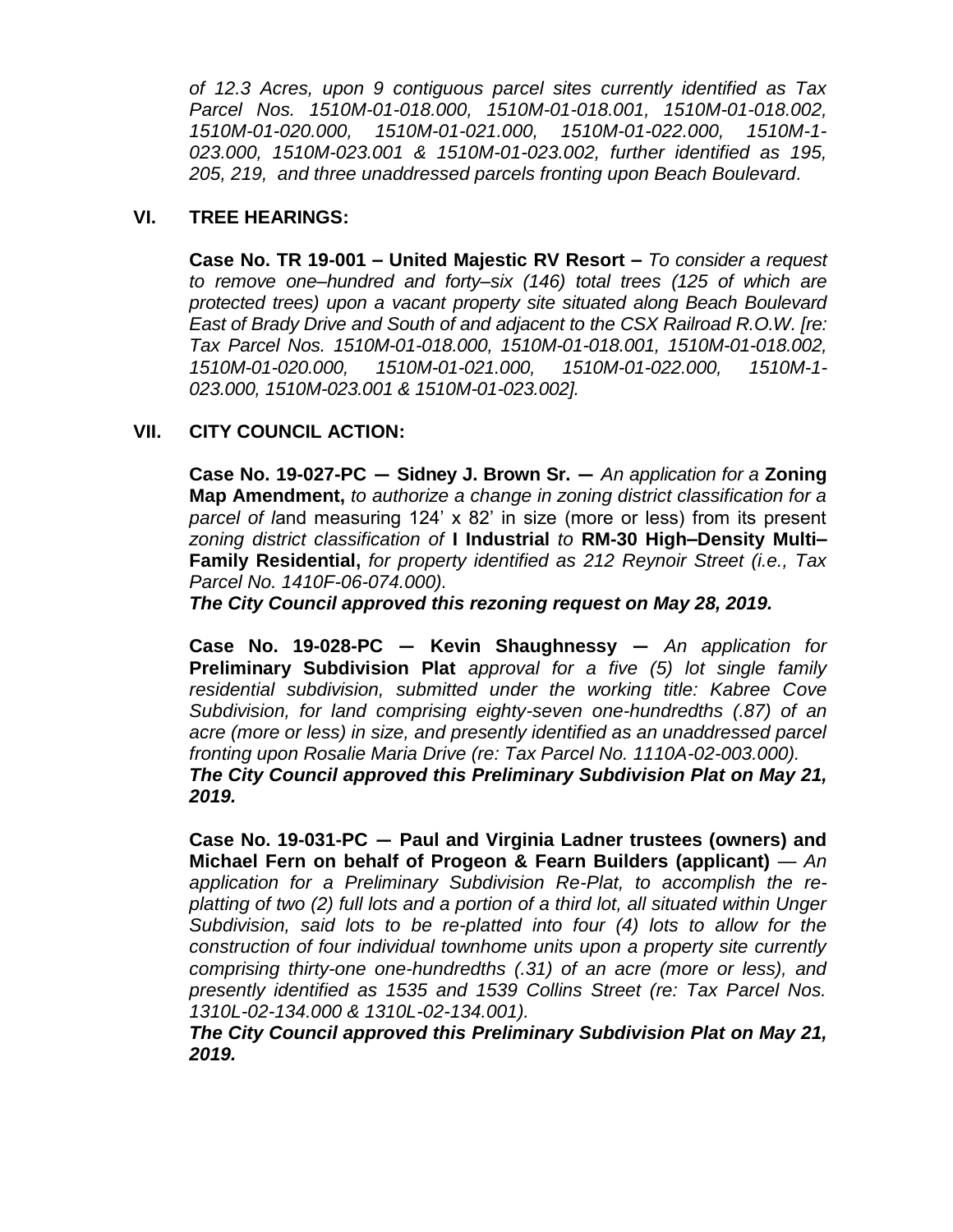*of 12.3 Acres, upon 9 contiguous parcel sites currently identified as Tax Parcel Nos. 1510M-01-018.000, 1510M-01-018.001, 1510M-01-018.002, 1510M-01-020.000, 1510M-01-021.000, 1510M-01-022.000, 1510M-1-023.000, 1510M-023.001 & 1510M-01-023.002, further identified as 195, 205, 219, and three unaddressed parcels fronting upon Beach Boulevard*.

## VI. TREE HEARINGS:

**Case No. TR 19-001 – United Majestic RV Resort –** *To consider a request to remove one–hundred and forty–six (146) total trees (125 of which are protected trees) upon a vacant property site situated along Beach Boulevard East of Brady Drive and South of and adjacent to the CSX Railroad R.O.W. [re: Tax Parcel Nos. 1510M-01-018.000, 1510M-01-018.001, 1510M-01-018.002, 1510M-01-020.000, 1510M-01-021.000, 1510M-01-022.000, 1510M-1-023.000, 1510M-023.001 & 1510M-01-023.002].*

## VII. CITY COUNCIL ACTION:

**Case No. 19-027-PC — Sidney J. Brown Sr. —** *An application for a* **Zoning Map Amendment,** *to authorize a change in zoning district classification for a parcel of l*and measuring 124' x 82' in size (more or less) from its present *zoning district classification of* **I Industrial** *to* **RM-30 High–Density Multi–Family Residential,** *for property identified as 212 Reynoir Street (i.e., Tax Parcel No. 1410F-06-074.000).*
***The City Council approved this rezoning request on May 28, 2019.***

**Case No. 19-028-PC — Kevin Shaughnessy —** *An application for* **Preliminary Subdivision Plat** *approval for a five (5) lot single family residential subdivision, submitted under the working title: Kabree Cove Subdivision, for land comprising eighty-seven one-hundredths (.87) of an acre (more or less) in size, and presently identified as an unaddressed parcel fronting upon Rosalie Maria Drive (re: Tax Parcel No. 1110A-02-003.000).*
***The City Council approved this Preliminary Subdivision Plat on May 21, 2019.***

**Case No. 19-031-PC — Paul and Virginia Ladner trustees (owners) and Michael Fern on behalf of Progeon & Fearn Builders (applicant)** — *An application for a Preliminary Subdivision Re-Plat, to accomplish the re-platting of two (2) full lots and a portion of a third lot, all situated within Unger Subdivision, said lots to be re-platted into four (4) lots to allow for the construction of four individual townhome units upon a property site currently comprising thirty-one one-hundredths (.31) of an acre (more or less), and presently identified as 1535 and 1539 Collins Street (re: Tax Parcel Nos. 1310L-02-134.000 & 1310L-02-134.001).*
***The City Council approved this Preliminary Subdivision Plat on May 21, 2019.***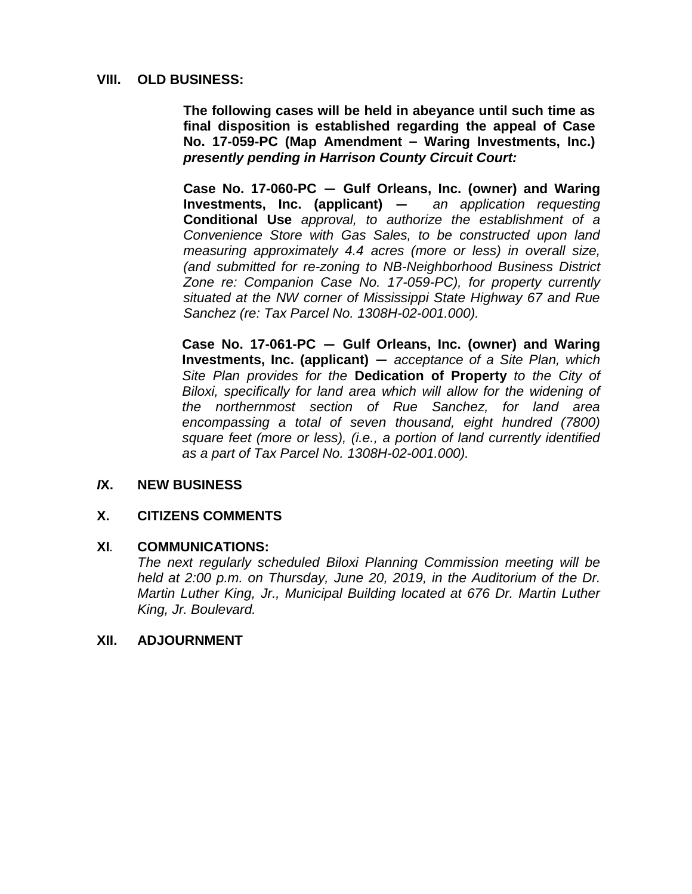## VIII. OLD BUSINESS:

**The following cases will be held in abeyance until such time as final disposition is established regarding the appeal of Case No. 17-059-PC (Map Amendment – Waring Investments, Inc.)** ***presently pending in Harrison County Circuit Court:***

**Case No. 17-060-PC — Gulf Orleans, Inc. (owner) and Waring Investments, Inc. (applicant) —** *an application requesting* **Conditional Use** *approval, to authorize the establishment of a Convenience Store with Gas Sales, to be constructed upon land measuring approximately 4.4 acres (more or less) in overall size, (and submitted for re-zoning to NB-Neighborhood Business District Zone re: Companion Case No. 17-059-PC), for property currently situated at the NW corner of Mississippi State Highway 67 and Rue Sanchez (re: Tax Parcel No. 1308H-02-001.000).*

**Case No. 17-061-PC — Gulf Orleans, Inc. (owner) and Waring Investments, Inc. (applicant) —** *acceptance of a Site Plan, which Site Plan provides for the* **Dedication of Property** *to the City of Biloxi, specifically for land area which will allow for the widening of the northernmost section of Rue Sanchez, for land area encompassing a total of seven thousand, eight hundred (7800) square feet (more or less), (i.e., a portion of land currently identified as a part of Tax Parcel No. 1308H-02-001.000).*

## IX. NEW BUSINESS

## X. CITIZENS COMMENTS

## XI. COMMUNICATIONS:

*The next regularly scheduled Biloxi Planning Commission meeting will be held at 2:00 p.m. on Thursday, June 20, 2019, in the Auditorium of the Dr. Martin Luther King, Jr., Municipal Building located at 676 Dr. Martin Luther King, Jr. Boulevard.*

## XII. ADJOURNMENT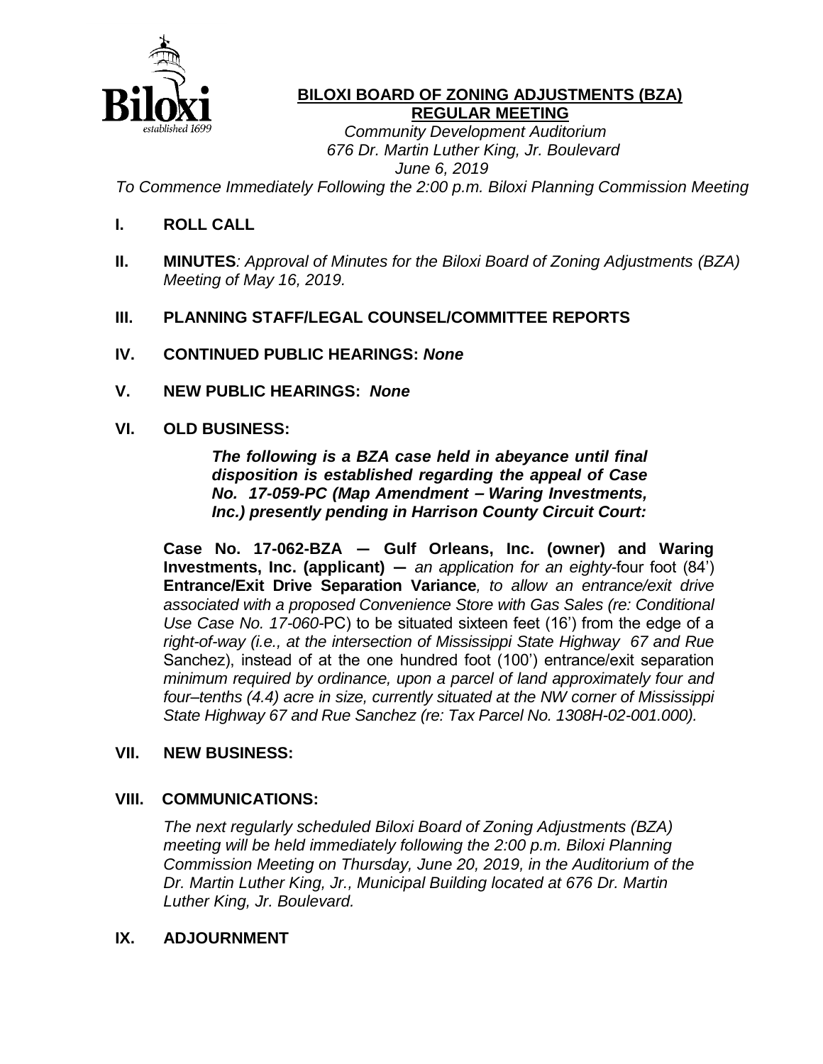**BILOXI BOARD OF ZONING ADJUSTMENTS (BZA)**
**REGULAR MEETING**

*Community Development Auditorium*
*676 Dr. Martin Luther King, Jr. Boulevard*
*June 6, 2019*
*To Commence Immediately Following the 2:00 p.m. Biloxi Planning Commission Meeting*

## I. ROLL CALL

## II. MINUTES*: Approval of Minutes for the Biloxi Board of Zoning Adjustments (BZA) Meeting of May 16, 2019.*

## III. PLANNING STAFF/LEGAL COUNSEL/COMMITTEE REPORTS

## IV. CONTINUED PUBLIC HEARINGS: *None*

## V. NEW PUBLIC HEARINGS: *None*

## VI. OLD BUSINESS:

***The following is a BZA case held in abeyance until final disposition is established regarding the appeal of Case No. 17-059-PC (Map Amendment – Waring Investments, Inc.) presently pending in Harrison County Circuit Court:***

**Case No. 17-062-BZA — Gulf Orleans, Inc. (owner) and Waring Investments, Inc. (applicant) —** *an application for an eighty-*four foot (84') **Entrance/Exit Drive Separation Variance***, to allow an entrance/exit drive associated with a proposed Convenience Store with Gas Sales (re: Conditional Use Case No. 17-060-*PC) to be situated sixteen feet (16') from the edge of a *right-of-way (i.e., at the intersection of Mississippi State Highway 67 and Rue* Sanchez), instead of at the one hundred foot (100') entrance/exit separation *minimum required by ordinance, upon a parcel of land approximately four and four–tenths (4.4) acre in size, currently situated at the NW corner of Mississippi State Highway 67 and Rue Sanchez (re: Tax Parcel No. 1308H-02-001.000).*

## VII. NEW BUSINESS:

## VIII. COMMUNICATIONS:

*The next regularly scheduled Biloxi Board of Zoning Adjustments (BZA) meeting will be held immediately following the 2:00 p.m. Biloxi Planning Commission Meeting on Thursday, June 20, 2019, in the Auditorium of the Dr. Martin Luther King, Jr., Municipal Building located at 676 Dr. Martin Luther King, Jr. Boulevard.*

## IX. ADJOURNMENT